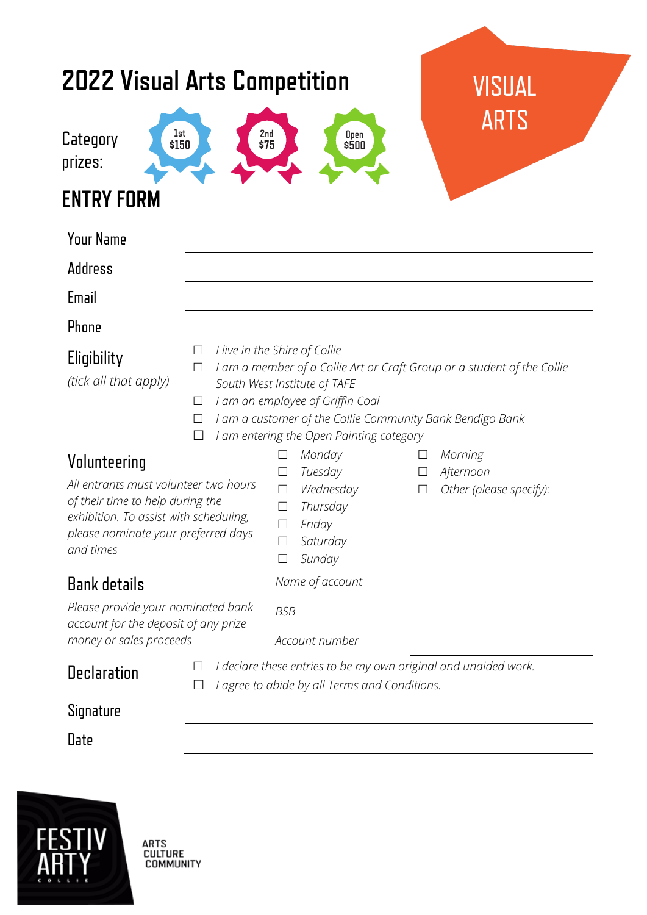# 2022 Visual Arts Competition

VISUAL ARTS

Category prizes:

1st $150

2nd $75

Open $500

## ENTRY FORM

Your Name ____________________

Address ____________________

Email ____________________

Phone ____________________

**Eligibility**
*(tick all that apply)*

- ☐ *I live in the Shire of Collie*
- ☐ *I am a member of a Collie Art or Craft Group or a student of the Collie South West Institute of TAFE*
- ☐ *I am an employee of Griffin Coal*
- ☐ *I am a customer of the Collie Community Bank Bendigo Bank*
- ☐ *I am entering the Open Painting category*

**Volunteering**

*All entrants must volunteer two hours of their time to help during the exhibition. To assist with scheduling, please nominate your preferred days and times*

- ☐ *Monday*
- ☐ *Tuesday*
- ☐ *Wednesday*
- ☐ *Thursday*
- ☐ *Friday*
- ☐ *Saturday*
- ☐ *Sunday*

- ☐ *Morning*
- ☐ *Afternoon*
- ☐ *Other (please specify):*

**Bank details**

*Please provide your nominated bank account for the deposit of any prize money or sales proceeds*

*Name of account* ____________________

*BSB* ____________________

*Account number* ____________________

**Declaration**

- ☐ *I declare these entries to be my own original and unaided work.*
- ☐ *I agree to abide by all Terms and Conditions.*

Signature ____________________

Date ____________________

FESTIV ARTY COLLIE

ARTS CULTURE COMMUNITY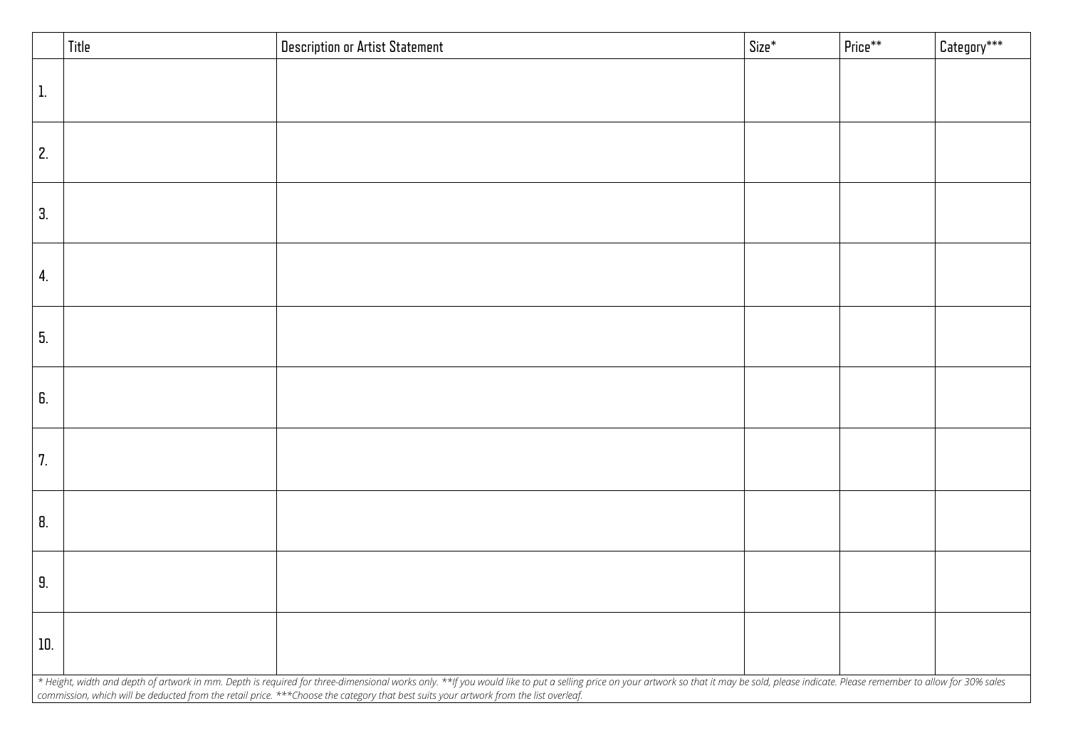| | Title | Description or Artist Statement | Size* | Price** | Category*** |
|---|---|---|---|---|---|
| 1. | | | | | |
| 2. | | | | | |
| 3. | | | | | |
| 4. | | | | | |
| 5. | | | | | |
| 6. | | | | | |
| 7. | | | | | |
| 8. | | | | | |
| 9. | | | | | |
| 10. | | | | | |

*\* Height, width and depth of artwork in mm. Depth is required for three-dimensional works only. \*\*If you would like to put a selling price on your artwork so that it may be sold, please indicate. Please remember to allow for 30% sales commission, which will be deducted from the retail price. \*\*\*Choose the category that best suits your artwork from the list overleaf.*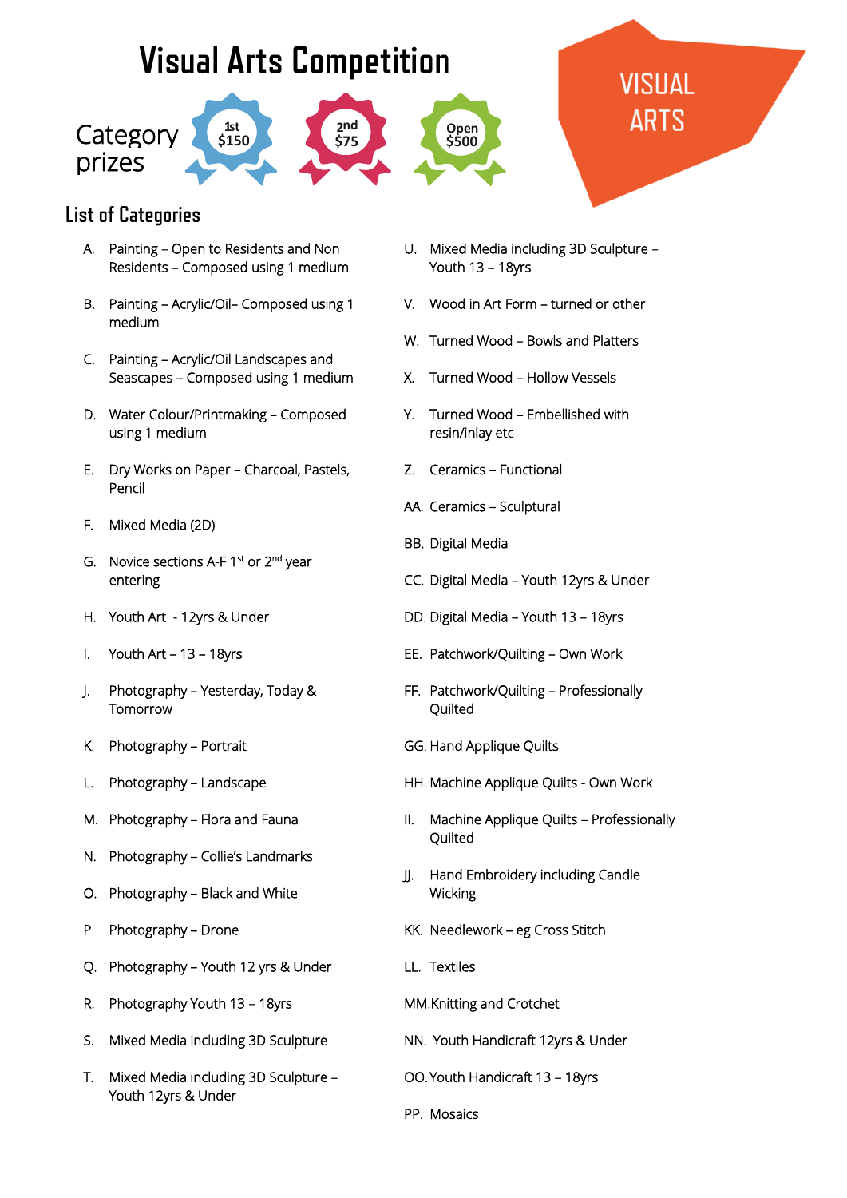# Visual Arts Competition

VISUAL ARTS

Category prizes

- 1st $150
- 2nd $75
- Open $500

## List of Categories

A. Painting – Open to Residents and Non Residents – Composed using 1 medium

B. Painting – Acrylic/Oil– Composed using 1 medium

C. Painting – Acrylic/Oil Landscapes and Seascapes – Composed using 1 medium

D. Water Colour/Printmaking – Composed using 1 medium

E. Dry Works on Paper – Charcoal, Pastels, Pencil

F. Mixed Media (2D)

G. Novice sections A-F 1st or 2nd year entering

H. Youth Art - 12yrs & Under

I. Youth Art – 13 – 18yrs

J. Photography – Yesterday, Today & Tomorrow

K. Photography – Portrait

L. Photography – Landscape

M. Photography – Flora and Fauna

N. Photography – Collie's Landmarks

O. Photography – Black and White

P. Photography – Drone

Q. Photography – Youth 12 yrs & Under

R. Photography Youth 13 – 18yrs

S. Mixed Media including 3D Sculpture

T. Mixed Media including 3D Sculpture – Youth 12yrs & Under

U. Mixed Media including 3D Sculpture – Youth 13 – 18yrs

V. Wood in Art Form – turned or other

W. Turned Wood – Bowls and Platters

X. Turned Wood – Hollow Vessels

Y. Turned Wood – Embellished with resin/inlay etc

Z. Ceramics – Functional

AA. Ceramics – Sculptural

BB. Digital Media

CC. Digital Media – Youth 12yrs & Under

DD. Digital Media – Youth 13 – 18yrs

EE. Patchwork/Quilting – Own Work

FF. Patchwork/Quilting – Professionally Quilted

GG. Hand Applique Quilts

HH. Machine Applique Quilts - Own Work

II. Machine Applique Quilts – Professionally Quilted

JJ. Hand Embroidery including Candle Wicking

KK. Needlework – eg Cross Stitch

LL. Textiles

MM. Knitting and Crotchet

NN. Youth Handicraft 12yrs & Under

OO. Youth Handicraft 13 – 18yrs

PP. Mosaics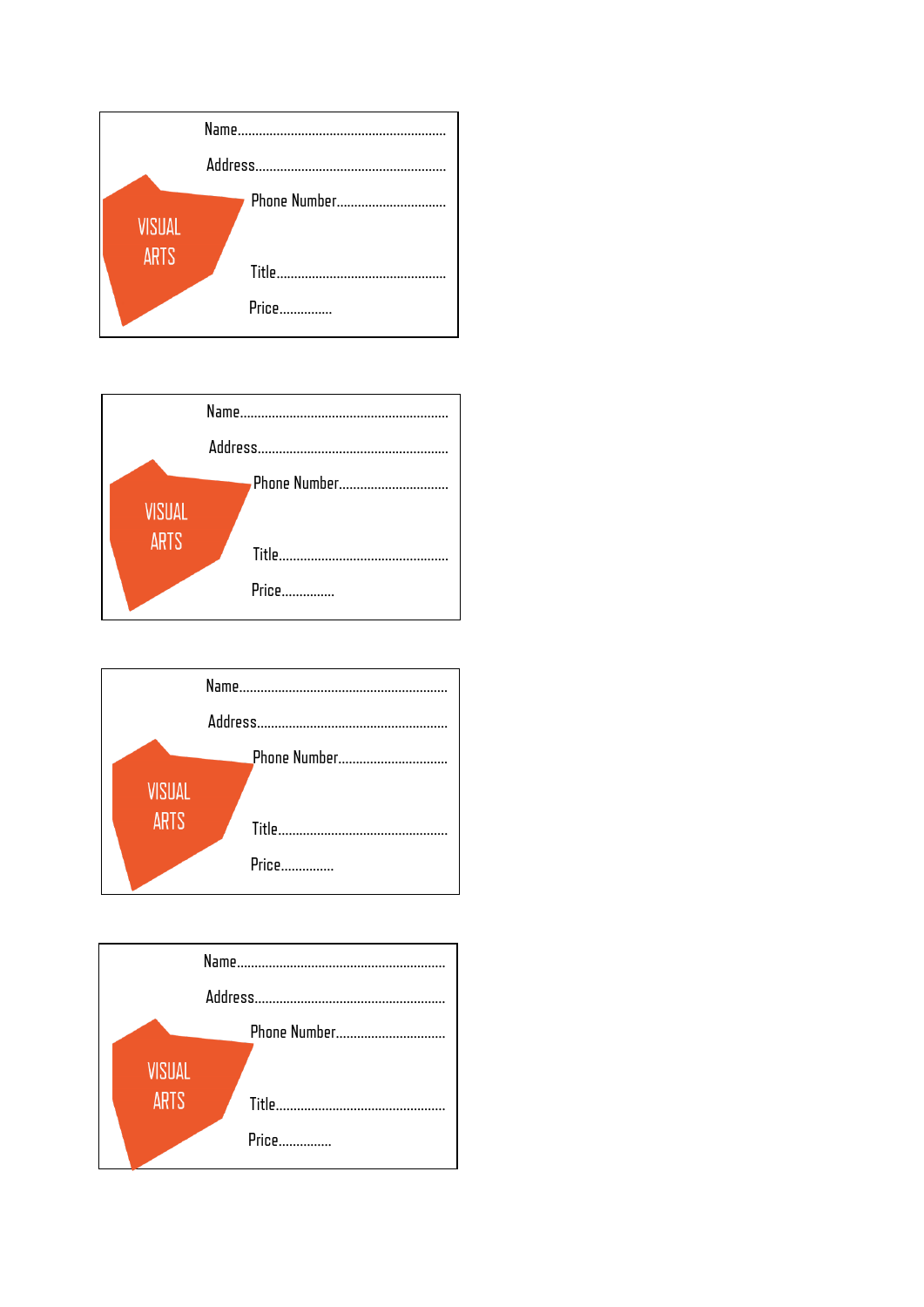VISUAL ARTS

Name............................................................

Address......................................................

Phone Number...............................

Title................................................

Price...............

---

VISUAL ARTS

Name............................................................

Address......................................................

Phone Number...............................

Title................................................

Price...............

---

VISUAL ARTS

Name............................................................

Address......................................................

Phone Number...............................

Title................................................

Price...............

---

VISUAL ARTS

Name............................................................

Address......................................................

Phone Number...............................

Title................................................

Price...............